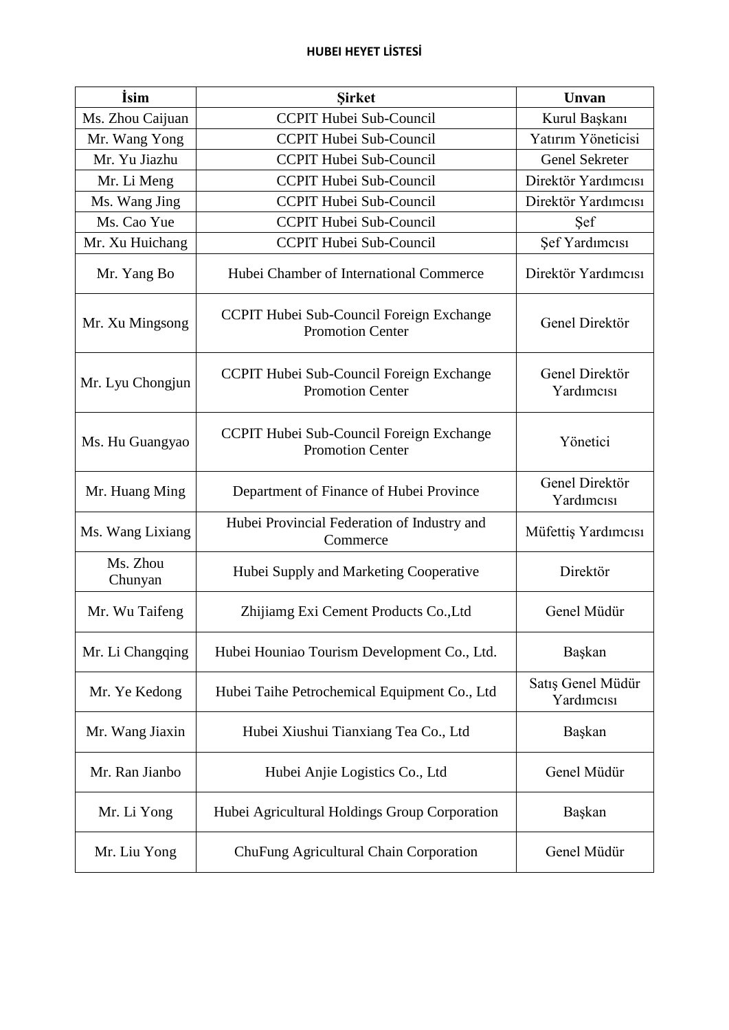# HUBEI HEYET LİSTESİ

| İsim | Şirket | Unvan |
|---|---|---|
| Ms. Zhou Caijuan | CCPIT Hubei Sub-Council | Kurul Başkanı |
| Mr. Wang Yong | CCPIT Hubei Sub-Council | Yatırım Yöneticisi |
| Mr. Yu Jiazhu | CCPIT Hubei Sub-Council | Genel Sekreter |
| Mr. Li Meng | CCPIT Hubei Sub-Council | Direktör Yardımcısı |
| Ms. Wang Jing | CCPIT Hubei Sub-Council | Direktör Yardımcısı |
| Ms. Cao Yue | CCPIT Hubei Sub-Council | Şef |
| Mr. Xu Huichang | CCPIT Hubei Sub-Council | Şef Yardımcısı |
| Mr. Yang Bo | Hubei Chamber of International Commerce | Direktör Yardımcısı |
| Mr. Xu Mingsong | CCPIT Hubei Sub-Council Foreign Exchange Promotion Center | Genel Direktör |
| Mr. Lyu Chongjun | CCPIT Hubei Sub-Council Foreign Exchange Promotion Center | Genel Direktör Yardımcısı |
| Ms. Hu Guangyao | CCPIT Hubei Sub-Council Foreign Exchange Promotion Center | Yönetici |
| Mr. Huang Ming | Department of Finance of Hubei Province | Genel Direktör Yardımcısı |
| Ms. Wang Lixiang | Hubei Provincial Federation of Industry and Commerce | Müfettiş Yardımcısı |
| Ms. Zhou Chunyan | Hubei Supply and Marketing Cooperative | Direktör |
| Mr. Wu Taifeng | Zhijiamg Exi Cement Products Co.,Ltd | Genel Müdür |
| Mr. Li Changqing | Hubei Houniao Tourism Development Co., Ltd. | Başkan |
| Mr. Ye Kedong | Hubei Taihe Petrochemical Equipment Co., Ltd | Satış Genel Müdür Yardımcısı |
| Mr. Wang Jiaxin | Hubei Xiushui Tianxiang Tea Co., Ltd | Başkan |
| Mr. Ran Jianbo | Hubei Anjie Logistics Co., Ltd | Genel Müdür |
| Mr. Li Yong | Hubei Agricultural Holdings Group Corporation | Başkan |
| Mr. Liu Yong | ChuFung Agricultural Chain Corporation | Genel Müdür |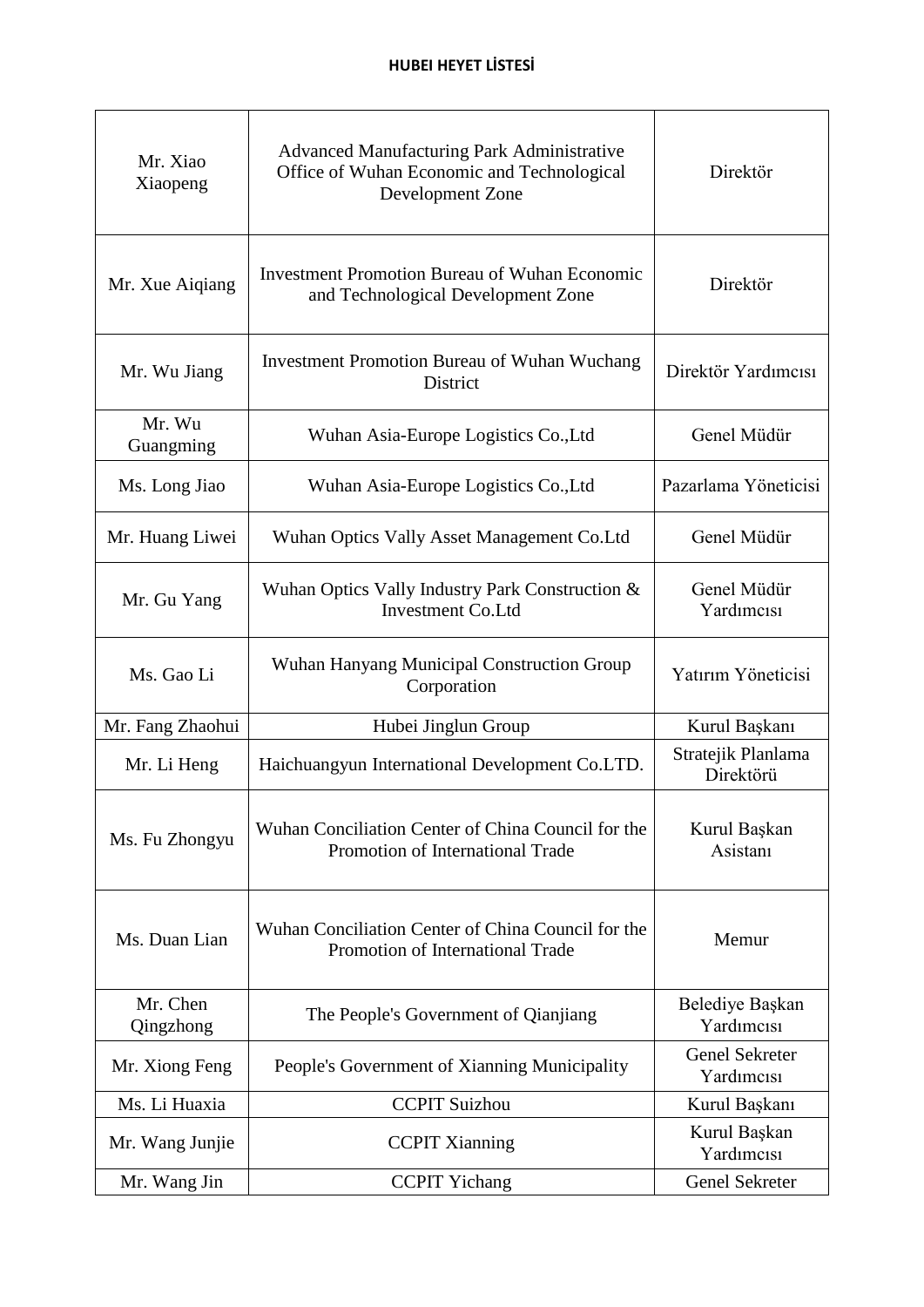**HUBEI HEYET LİSTESİ**

| Mr. Xiao Xiaopeng | Advanced Manufacturing Park Administrative Office of Wuhan Economic and Technological Development Zone | Direktör |
|---|---|---|
| Mr. Xue Aiqiang | Investment Promotion Bureau of Wuhan Economic and Technological Development Zone | Direktör |
| Mr. Wu Jiang | Investment Promotion Bureau of Wuhan Wuchang District | Direktör Yardımcısı |
| Mr. Wu Guangming | Wuhan Asia-Europe Logistics Co.,Ltd | Genel Müdür |
| Ms. Long Jiao | Wuhan Asia-Europe Logistics Co.,Ltd | Pazarlama Yöneticisi |
| Mr. Huang Liwei | Wuhan Optics Vally Asset Management Co.Ltd | Genel Müdür |
| Mr. Gu Yang | Wuhan Optics Vally Industry Park Construction & Investment Co.Ltd | Genel Müdür Yardımcısı |
| Ms. Gao Li | Wuhan Hanyang Municipal Construction Group Corporation | Yatırım Yöneticisi |
| Mr. Fang Zhaohui | Hubei Jinglun Group | Kurul Başkanı |
| Mr. Li Heng | Haichuangyun International Development Co.LTD. | Stratejik Planlama Direktörü |
| Ms. Fu Zhongyu | Wuhan Conciliation Center of China Council for the Promotion of International Trade | Kurul Başkan Asistanı |
| Ms. Duan Lian | Wuhan Conciliation Center of China Council for the Promotion of International Trade | Memur |
| Mr. Chen Qingzhong | The People's Government of Qianjiang | Belediye Başkan Yardımcısı |
| Mr. Xiong Feng | People's Government of Xianning Municipality | Genel Sekreter Yardımcısı |
| Ms. Li Huaxia | CCPIT Suizhou | Kurul Başkanı |
| Mr. Wang Junjie | CCPIT Xianning | Kurul Başkan Yardımcısı |
| Mr. Wang Jin | CCPIT Yichang | Genel Sekreter |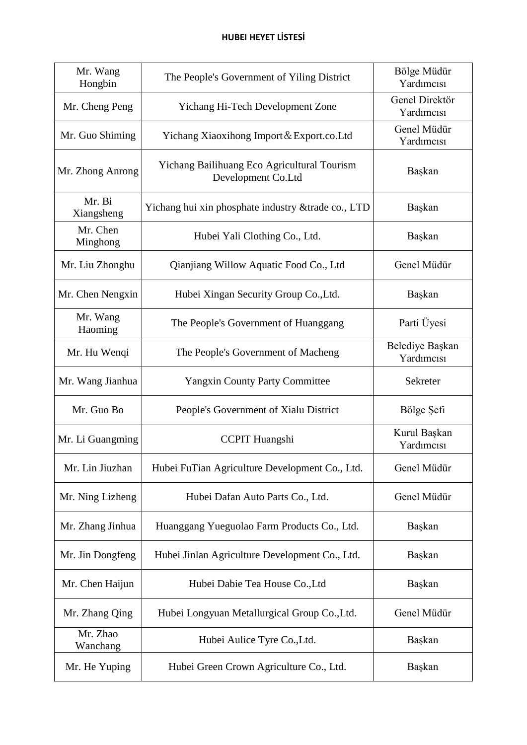**HUBEI HEYET LİSTESİ**

| | | |
|---|---|---|
| Mr. Wang Hongbin | The People's Government of Yiling District | Bölge Müdür Yardımcısı |
| Mr. Cheng Peng | Yichang Hi-Tech Development Zone | Genel Direktör Yardımcısı |
| Mr. Guo Shiming | Yichang Xiaoxihong Import＆Export.co.Ltd | Genel Müdür Yardımcısı |
| Mr. Zhong Anrong | Yichang Bailihuang Eco Agricultural Tourism Development Co.Ltd | Başkan |
| Mr. Bi Xiangsheng | Yichang hui xin phosphate industry &trade co., LTD | Başkan |
| Mr. Chen Minghong | Hubei Yali Clothing Co., Ltd. | Başkan |
| Mr. Liu Zhonghu | Qianjiang Willow Aquatic Food Co., Ltd | Genel Müdür |
| Mr. Chen Nengxin | Hubei Xingan Security Group Co.,Ltd. | Başkan |
| Mr. Wang Haoming | The People's Government of Huanggang | Parti Üyesi |
| Mr. Hu Wenqi | The People's Government of Macheng | Belediye Başkan Yardımcısı |
| Mr. Wang Jianhua | Yangxin County Party Committee | Sekreter |
| Mr. Guo Bo | People's Government of Xialu District | Bölge Şefi |
| Mr. Li Guangming | CCPIT Huangshi | Kurul Başkan Yardımcısı |
| Mr. Lin Jiuzhan | Hubei FuTian Agriculture Development Co., Ltd. | Genel Müdür |
| Mr. Ning Lizheng | Hubei Dafan Auto Parts Co., Ltd. | Genel Müdür |
| Mr. Zhang Jinhua | Huanggang Yueguolao Farm Products Co., Ltd. | Başkan |
| Mr. Jin Dongfeng | Hubei Jinlan Agriculture Development Co., Ltd. | Başkan |
| Mr. Chen Haijun | Hubei Dabie Tea House Co.,Ltd | Başkan |
| Mr. Zhang Qing | Hubei Longyuan Metallurgical Group Co.,Ltd. | Genel Müdür |
| Mr. Zhao Wanchang | Hubei Aulice Tyre Co.,Ltd. | Başkan |
| Mr. He Yuping | Hubei Green Crown Agriculture Co., Ltd. | Başkan |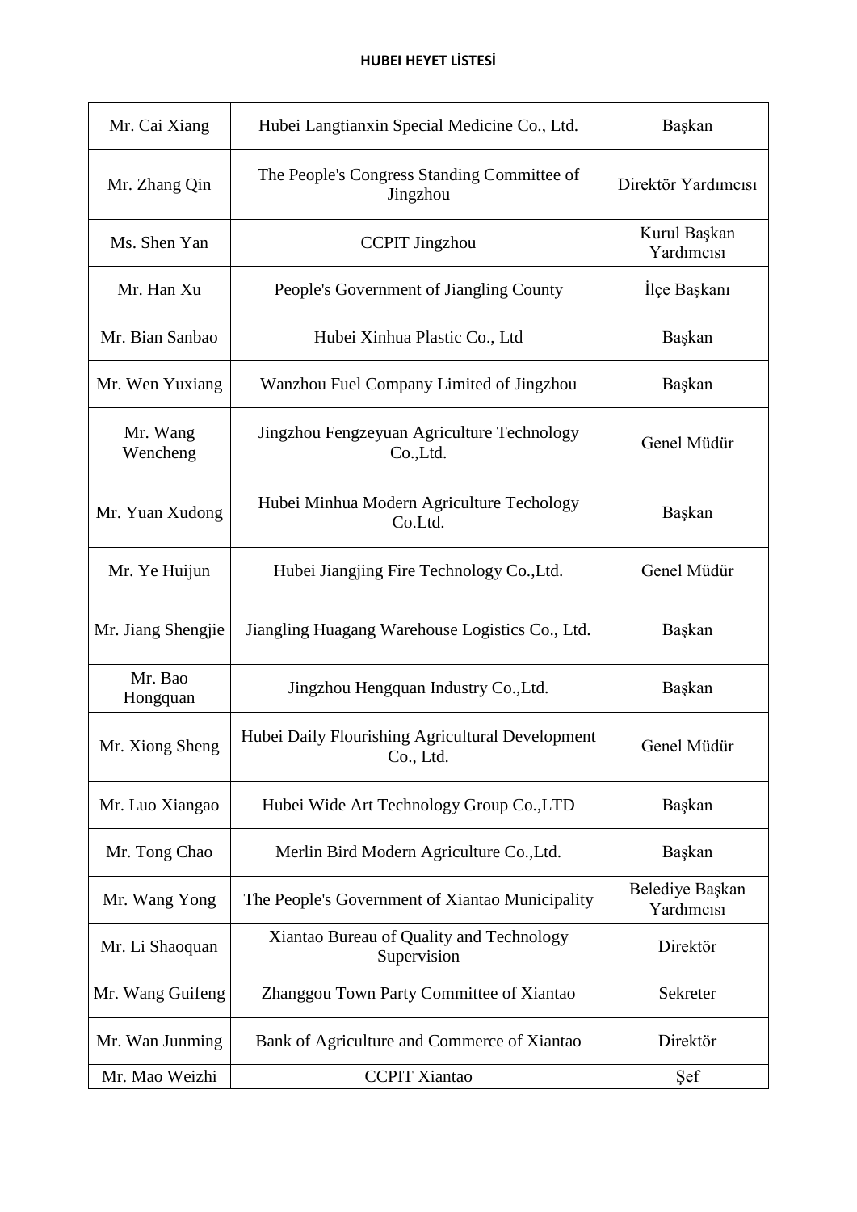**HUBEI HEYET LİSTESİ**

| Mr. Cai Xiang | Hubei Langtianxin Special Medicine Co., Ltd. | Başkan |
|---|---|---|
| Mr. Zhang Qin | The People's Congress Standing Committee of Jingzhou | Direktör Yardımcısı |
| Ms. Shen Yan | CCPIT Jingzhou | Kurul Başkan Yardımcısı |
| Mr. Han Xu | People's Government of Jiangling County | İlçe Başkanı |
| Mr. Bian Sanbao | Hubei Xinhua Plastic Co., Ltd | Başkan |
| Mr. Wen Yuxiang | Wanzhou Fuel Company Limited of Jingzhou | Başkan |
| Mr. Wang Wencheng | Jingzhou Fengzeyuan Agriculture Technology Co.,Ltd. | Genel Müdür |
| Mr. Yuan Xudong | Hubei Minhua Modern Agriculture Techology Co.Ltd. | Başkan |
| Mr. Ye Huijun | Hubei Jiangjing Fire Technology Co.,Ltd. | Genel Müdür |
| Mr. Jiang Shengjie | Jiangling Huagang Warehouse Logistics Co., Ltd. | Başkan |
| Mr. Bao Hongquan | Jingzhou Hengquan Industry Co.,Ltd. | Başkan |
| Mr. Xiong Sheng | Hubei Daily Flourishing Agricultural Development Co., Ltd. | Genel Müdür |
| Mr. Luo Xiangao | Hubei Wide Art Technology Group Co.,LTD | Başkan |
| Mr. Tong Chao | Merlin Bird Modern Agriculture Co.,Ltd. | Başkan |
| Mr. Wang Yong | The People's Government of Xiantao Municipality | Belediye Başkan Yardımcısı |
| Mr. Li Shaoquan | Xiantao Bureau of Quality and Technology Supervision | Direktör |
| Mr. Wang Guifeng | Zhanggou Town Party Committee of Xiantao | Sekreter |
| Mr. Wan Junming | Bank of Agriculture and Commerce of Xiantao | Direktör |
| Mr. Mao Weizhi | CCPIT Xiantao | Şef |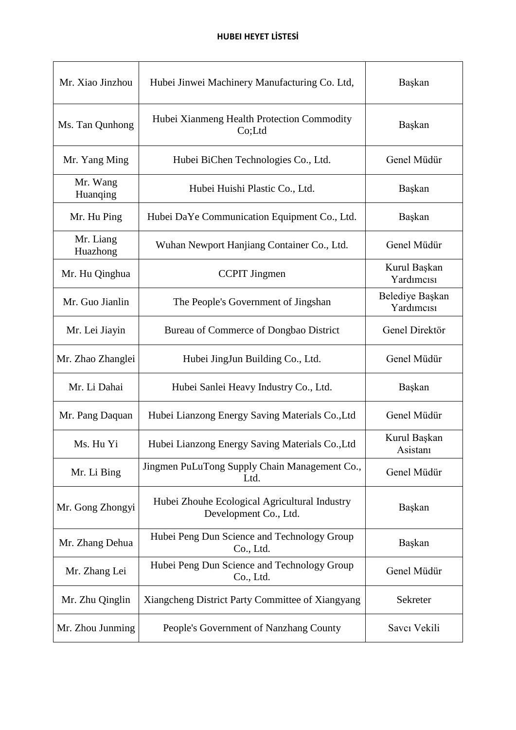**HUBEI HEYET LİSTESİ**

| | | |
|---|---|---|
| Mr. Xiao Jinzhou | Hubei Jinwei Machinery Manufacturing Co. Ltd, | Başkan |
| Ms. Tan Qunhong | Hubei Xianmeng Health Protection Commodity Co;Ltd | Başkan |
| Mr. Yang Ming | Hubei BiChen Technologies Co., Ltd. | Genel Müdür |
| Mr. Wang Huanqing | Hubei Huishi Plastic Co., Ltd. | Başkan |
| Mr. Hu Ping | Hubei DaYe Communication Equipment Co., Ltd. | Başkan |
| Mr. Liang Huazhong | Wuhan Newport Hanjiang Container Co., Ltd. | Genel Müdür |
| Mr. Hu Qinghua | CCPIT Jingmen | Kurul Başkan Yardımcısı |
| Mr. Guo Jianlin | The People's Government of Jingshan | Belediye Başkan Yardımcısı |
| Mr. Lei Jiayin | Bureau of Commerce of Dongbao District | Genel Direktör |
| Mr. Zhao Zhanglei | Hubei JingJun Building Co., Ltd. | Genel Müdür |
| Mr. Li Dahai | Hubei Sanlei Heavy Industry Co., Ltd. | Başkan |
| Mr. Pang Daquan | Hubei Lianzong Energy Saving Materials Co.,Ltd | Genel Müdür |
| Ms. Hu Yi | Hubei Lianzong Energy Saving Materials Co.,Ltd | Kurul Başkan Asistanı |
| Mr. Li Bing | Jingmen PuLuTong Supply Chain Management Co., Ltd. | Genel Müdür |
| Mr. Gong Zhongyi | Hubei Zhouhe Ecological Agricultural Industry Development Co., Ltd. | Başkan |
| Mr. Zhang Dehua | Hubei Peng Dun Science and Technology Group Co., Ltd. | Başkan |
| Mr. Zhang Lei | Hubei Peng Dun Science and Technology Group Co., Ltd. | Genel Müdür |
| Mr. Zhu Qinglin | Xiangcheng District Party Committee of Xiangyang | Sekreter |
| Mr. Zhou Junming | People's Government of Nanzhang County | Savcı Vekili |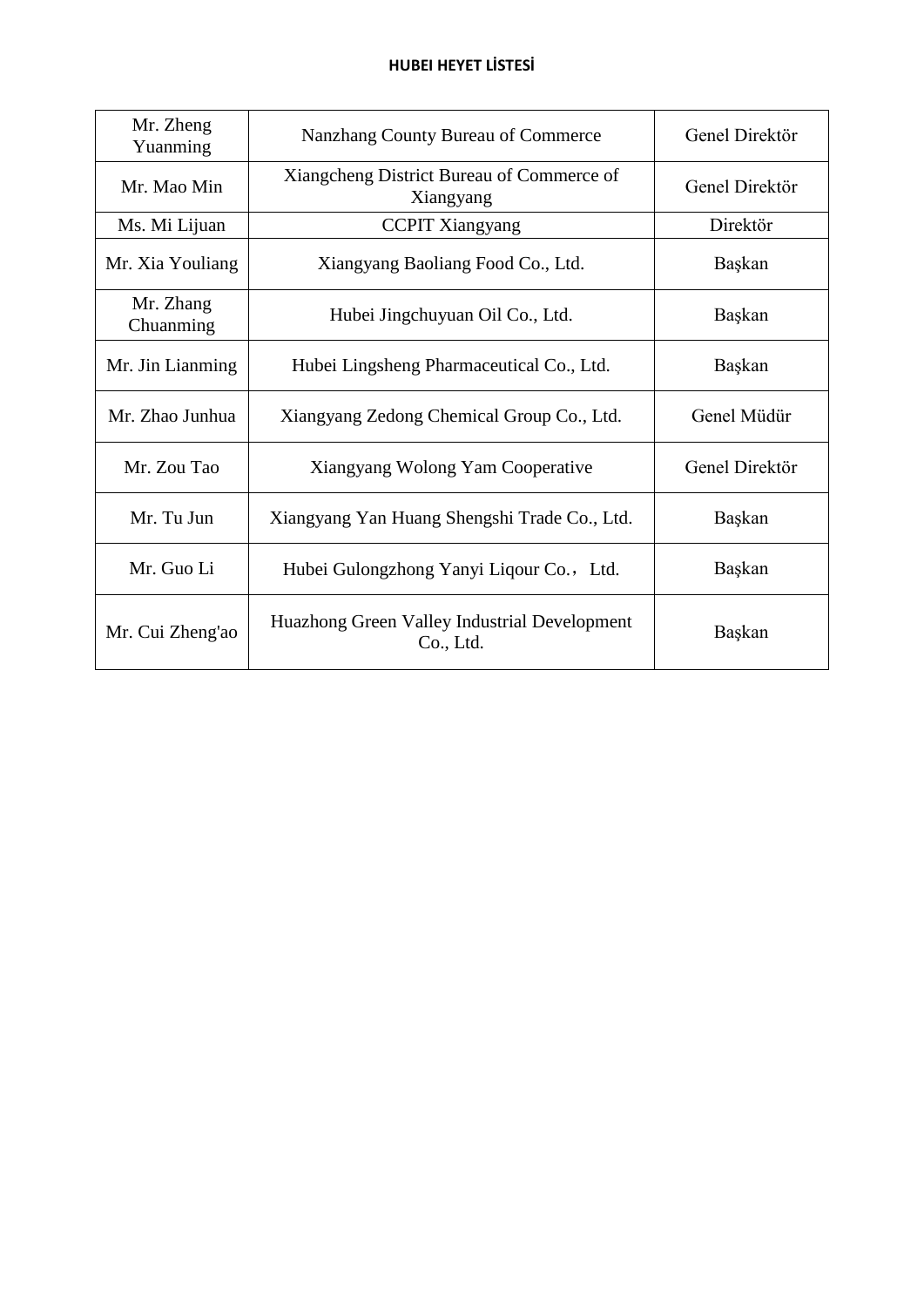**HUBEI HEYET LİSTESİ**

| | | |
|---|---|---|
| Mr. Zheng Yuanming | Nanzhang County Bureau of Commerce | Genel Direktör |
| Mr. Mao Min | Xiangcheng District Bureau of Commerce of Xiangyang | Genel Direktör |
| Ms. Mi Lijuan | CCPIT Xiangyang | Direktör |
| Mr. Xia Youliang | Xiangyang Baoliang Food Co., Ltd. | Başkan |
| Mr. Zhang Chuanming | Hubei Jingchuyuan Oil Co., Ltd. | Başkan |
| Mr. Jin Lianming | Hubei Lingsheng Pharmaceutical Co., Ltd. | Başkan |
| Mr. Zhao Junhua | Xiangyang Zedong Chemical Group Co., Ltd. | Genel Müdür |
| Mr. Zou Tao | Xiangyang Wolong Yam Cooperative | Genel Direktör |
| Mr. Tu Jun | Xiangyang Yan Huang Shengshi Trade Co., Ltd. | Başkan |
| Mr. Guo Li | Hubei Gulongzhong Yanyi Liqour Co.，Ltd. | Başkan |
| Mr. Cui Zheng'ao | Huazhong Green Valley Industrial Development Co., Ltd. | Başkan |